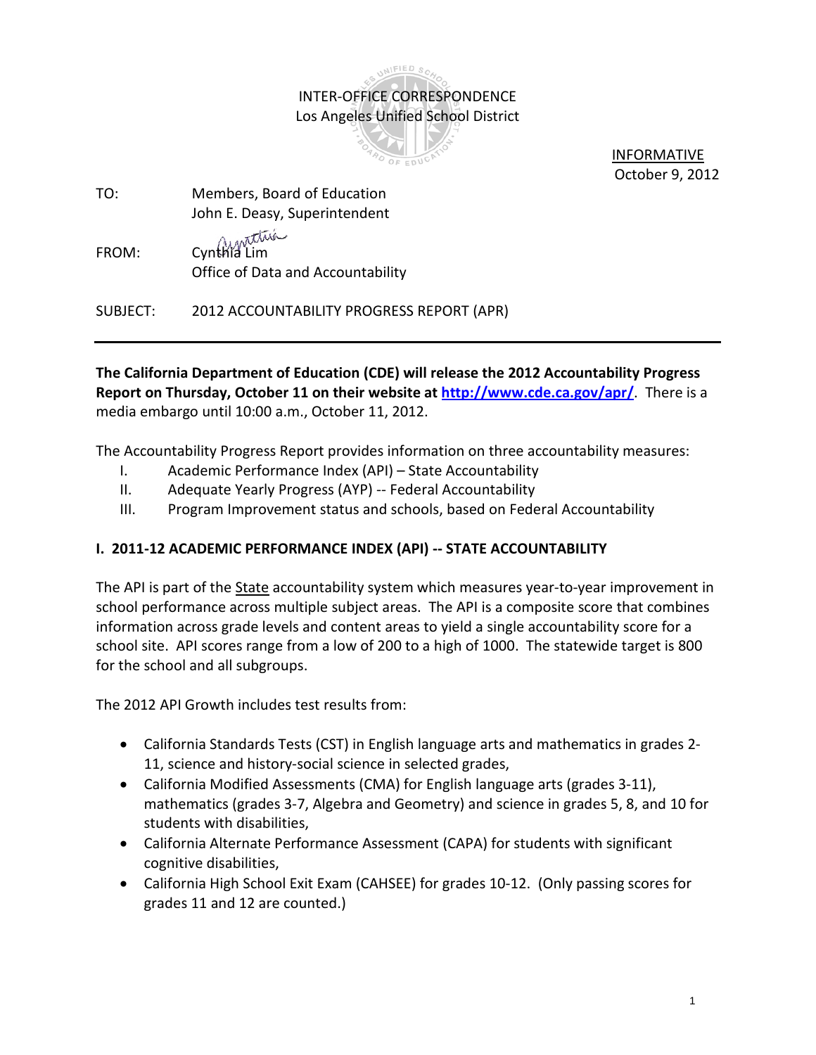INTER-OFFICE CORRESPONDENCE
Los Angeles Unified School District

INFORMATIVE
October 9, 2012

TO: Members, Board of Education
John E. Deasy, Superintendent

FROM: Cynthia Lim
Office of Data and Accountability

SUBJECT: 2012 ACCOUNTABILITY PROGRESS REPORT (APR)

---

**The California Department of Education (CDE) will release the 2012 Accountability Progress Report on Thursday, October 11 on their website at [http://www.cde.ca.gov/apr/](http://www.cde.ca.gov/apr/).** There is a media embargo until 10:00 a.m., October 11, 2012.

The Accountability Progress Report provides information on three accountability measures:

I. Academic Performance Index (API) – State Accountability
II. Adequate Yearly Progress (AYP) -- Federal Accountability
III. Program Improvement status and schools, based on Federal Accountability

## I. 2011-12 ACADEMIC PERFORMANCE INDEX (API) -- STATE ACCOUNTABILITY

The API is part of the State accountability system which measures year-to-year improvement in school performance across multiple subject areas. The API is a composite score that combines information across grade levels and content areas to yield a single accountability score for a school site. API scores range from a low of 200 to a high of 1000. The statewide target is 800 for the school and all subgroups.

The 2012 API Growth includes test results from:

- California Standards Tests (CST) in English language arts and mathematics in grades 2-11, science and history-social science in selected grades,
- California Modified Assessments (CMA) for English language arts (grades 3-11), mathematics (grades 3-7, Algebra and Geometry) and science in grades 5, 8, and 10 for students with disabilities,
- California Alternate Performance Assessment (CAPA) for students with significant cognitive disabilities,
- California High School Exit Exam (CAHSEE) for grades 10-12. (Only passing scores for grades 11 and 12 are counted.)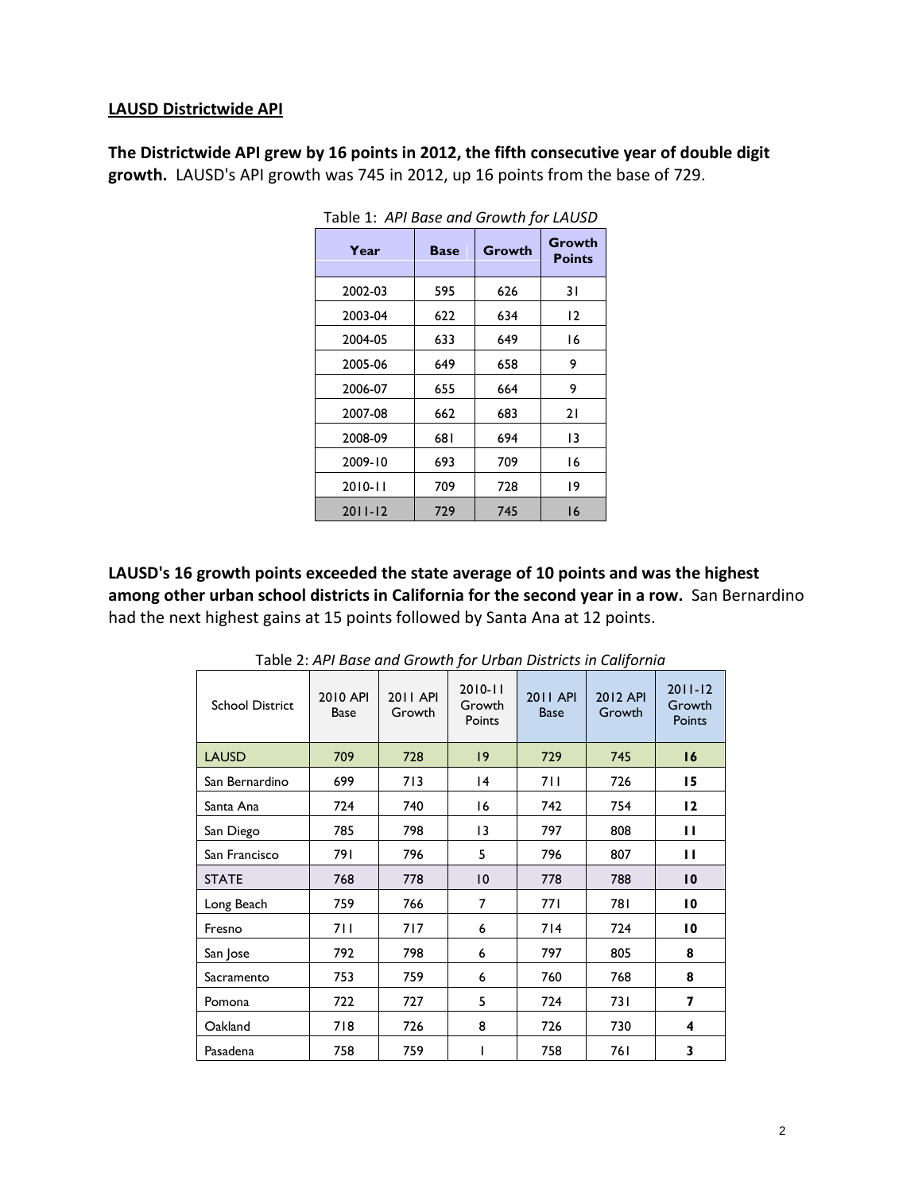## LAUSD Districtwide API

**The Districtwide API grew by 16 points in 2012, the fifth consecutive year of double digit growth.** LAUSD's API growth was 745 in 2012, up 16 points from the base of 729.

Table 1: *API Base and Growth for LAUSD*

| Year | Base | Growth | Growth Points |
|---|---|---|---|
| 2002-03 | 595 | 626 | 31 |
| 2003-04 | 622 | 634 | 12 |
| 2004-05 | 633 | 649 | 16 |
| 2005-06 | 649 | 658 | 9 |
| 2006-07 | 655 | 664 | 9 |
| 2007-08 | 662 | 683 | 21 |
| 2008-09 | 681 | 694 | 13 |
| 2009-10 | 693 | 709 | 16 |
| 2010-11 | 709 | 728 | 19 |
| 2011-12 | 729 | 745 | 16 |

**LAUSD's 16 growth points exceeded the state average of 10 points and was the highest among other urban school districts in California for the second year in a row.** San Bernardino had the next highest gains at 15 points followed by Santa Ana at 12 points.

Table 2: *API Base and Growth for Urban Districts in California*

| School District | 2010 API Base | 2011 API Growth | 2010-11 Growth Points | 2011 API Base | 2012 API Growth | 2011-12 Growth Points |
|---|---|---|---|---|---|---|
| LAUSD | 709 | 728 | 19 | 729 | 745 | **16** |
| San Bernardino | 699 | 713 | 14 | 711 | 726 | **15** |
| Santa Ana | 724 | 740 | 16 | 742 | 754 | **12** |
| San Diego | 785 | 798 | 13 | 797 | 808 | **11** |
| San Francisco | 791 | 796 | 5 | 796 | 807 | **11** |
| STATE | 768 | 778 | 10 | 778 | 788 | **10** |
| Long Beach | 759 | 766 | 7 | 771 | 781 | **10** |
| Fresno | 711 | 717 | 6 | 714 | 724 | **10** |
| San Jose | 792 | 798 | 6 | 797 | 805 | **8** |
| Sacramento | 753 | 759 | 6 | 760 | 768 | **8** |
| Pomona | 722 | 727 | 5 | 724 | 731 | **7** |
| Oakland | 718 | 726 | 8 | 726 | 730 | **4** |
| Pasadena | 758 | 759 | 1 | 758 | 761 | **3** |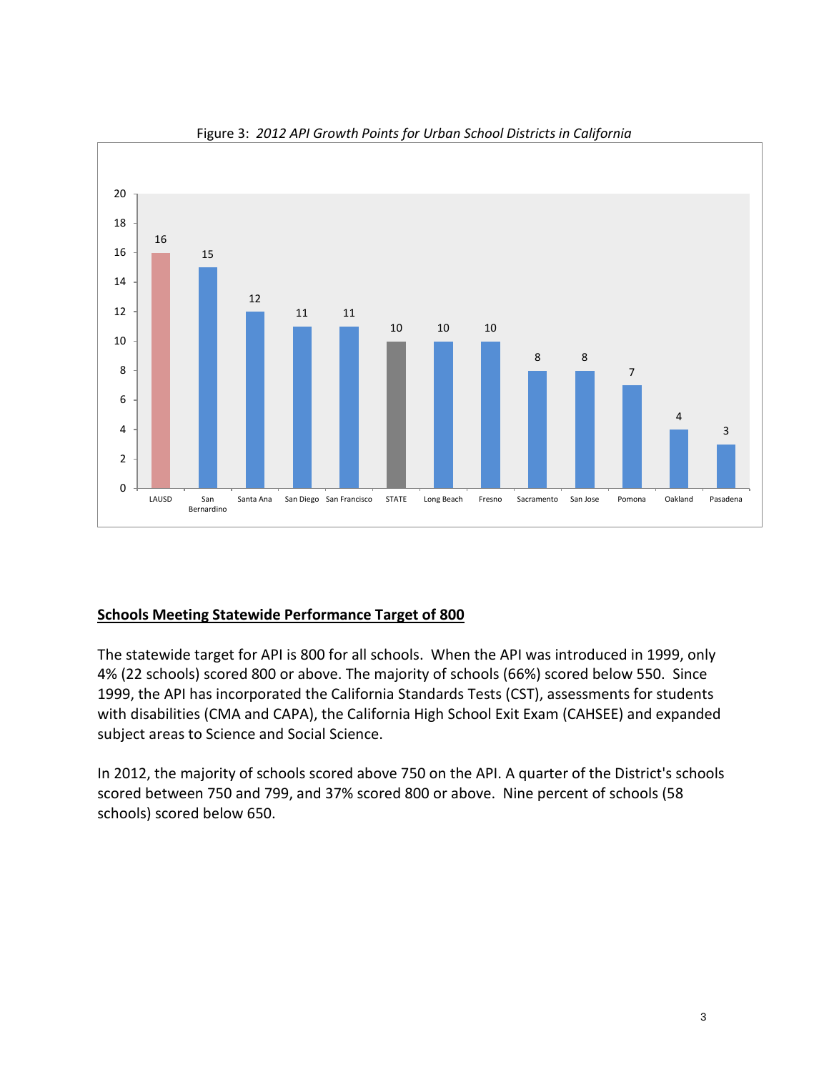Figure 3: *2012 API Growth Points for Urban School Districts in California*

| District | API Growth Points |
|---|---|
| LAUSD | 16 |
| San Bernardino | 15 |
| Santa Ana | 12 |
| San Diego | 11 |
| San Francisco | 11 |
| STATE | 10 |
| Long Beach | 10 |
| Fresno | 10 |
| Sacramento | 8 |
| San Jose | 8 |
| Pomona | 7 |
| Oakland | 4 |
| Pasadena | 3 |

**Schools Meeting Statewide Performance Target of 800**

The statewide target for API is 800 for all schools. When the API was introduced in 1999, only 4% (22 schools) scored 800 or above. The majority of schools (66%) scored below 550. Since 1999, the API has incorporated the California Standards Tests (CST), assessments for students with disabilities (CMA and CAPA), the California High School Exit Exam (CAHSEE) and expanded subject areas to Science and Social Science.

In 2012, the majority of schools scored above 750 on the API. A quarter of the District's schools scored between 750 and 799, and 37% scored 800 or above. Nine percent of schools (58 schools) scored below 650.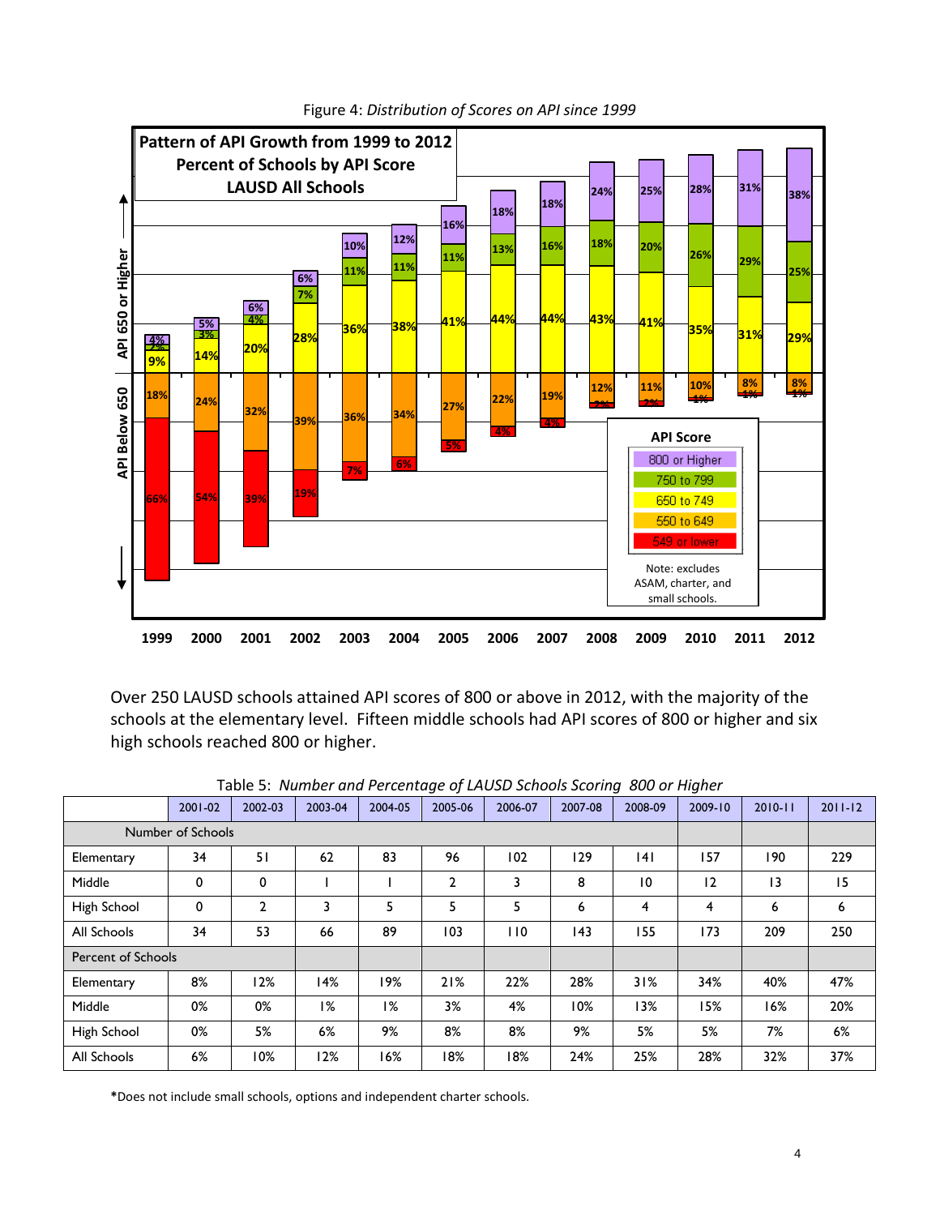Figure 4: *Distribution of Scores on API since 1999*

Over 250 LAUSD schools attained API scores of 800 or above in 2012, with the majority of the schools at the elementary level. Fifteen middle schools had API scores of 800 or higher and six high schools reached 800 or higher.

Table 5: *Number and Percentage of LAUSD Schools Scoring 800 or Higher*

| | 2001-02 | 2002-03 | 2003-04 | 2004-05 | 2005-06 | 2006-07 | 2007-08 | 2008-09 | 2009-10 | 2010-11 | 2011-12 |
|---|---|---|---|---|---|---|---|---|---|---|---|
| Number of Schools | | | | | | | | | | | |
| Elementary | 34 | 51 | 62 | 83 | 96 | 102 | 129 | 141 | 157 | 190 | 229 |
| Middle | 0 | 0 | 1 | 1 | 2 | 3 | 8 | 10 | 12 | 13 | 15 |
| High School | 0 | 2 | 3 | 5 | 5 | 5 | 6 | 4 | 4 | 6 | 6 |
| All Schools | 34 | 53 | 66 | 89 | 103 | 110 | 143 | 155 | 173 | 209 | 250 |
| Percent of Schools | | | | | | | | | | | |
| Elementary | 8% | 12% | 14% | 19% | 21% | 22% | 28% | 31% | 34% | 40% | 47% |
| Middle | 0% | 0% | 1% | 1% | 3% | 4% | 10% | 13% | 15% | 16% | 20% |
| High School | 0% | 5% | 6% | 9% | 8% | 8% | 9% | 5% | 5% | 7% | 6% |
| All Schools | 6% | 10% | 12% | 16% | 18% | 18% | 24% | 25% | 28% | 32% | 37% |

*Does not include small schools, options and independent charter schools.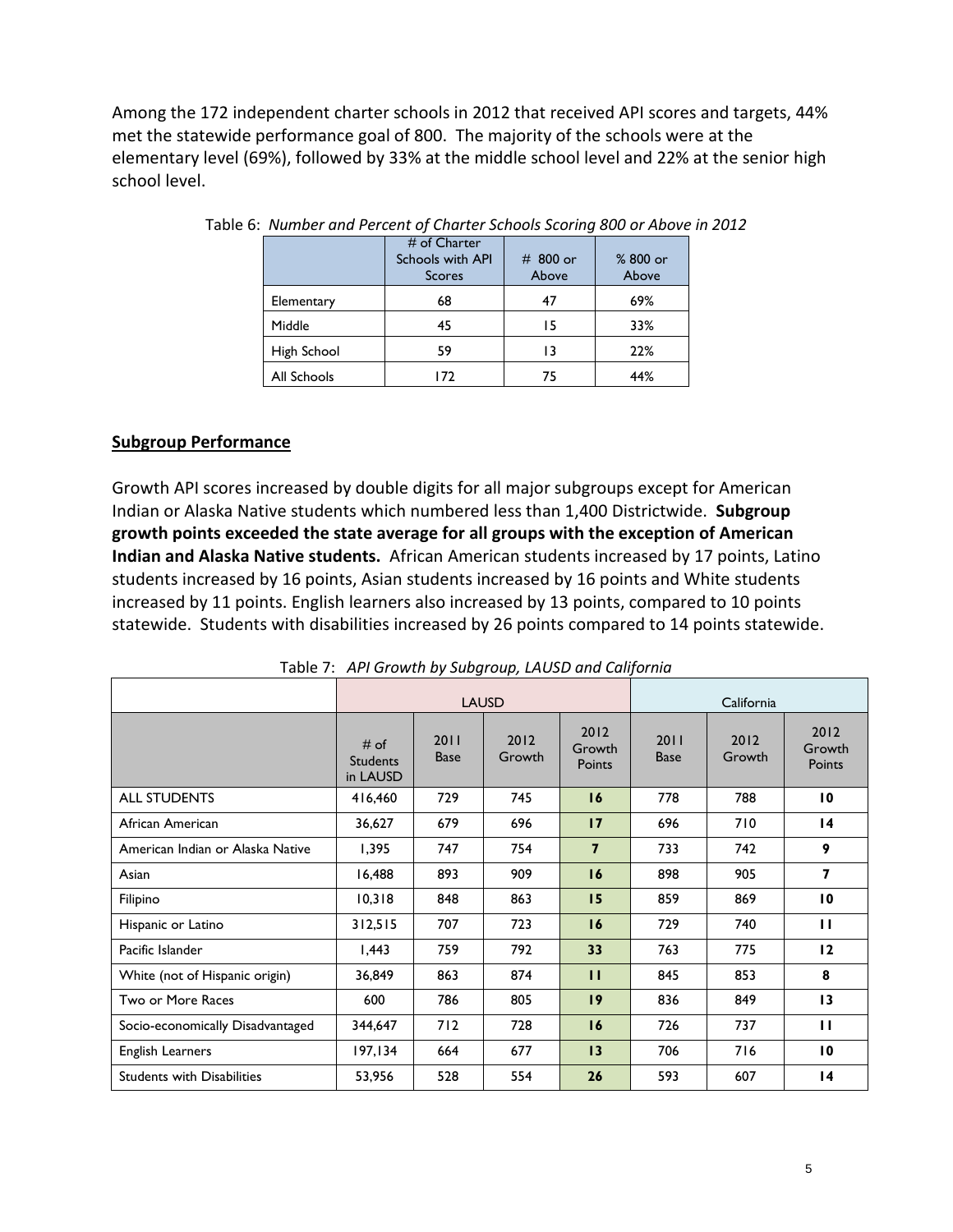Among the 172 independent charter schools in 2012 that received API scores and targets, 44% met the statewide performance goal of 800. The majority of the schools were at the elementary level (69%), followed by 33% at the middle school level and 22% at the senior high school level.

Table 6: *Number and Percent of Charter Schools Scoring 800 or Above in 2012*

| | # of Charter Schools with API Scores | # 800 or Above | % 800 or Above |
|---|---|---|---|
| Elementary | 68 | 47 | 69% |
| Middle | 45 | 15 | 33% |
| High School | 59 | 13 | 22% |
| All Schools | 172 | 75 | 44% |

## Subgroup Performance

Growth API scores increased by double digits for all major subgroups except for American Indian or Alaska Native students which numbered less than 1,400 Districtwide. **Subgroup growth points exceeded the state average for all groups with the exception of American Indian and Alaska Native students.** African American students increased by 17 points, Latino students increased by 16 points, Asian students increased by 16 points and White students increased by 11 points. English learners also increased by 13 points, compared to 10 points statewide. Students with disabilities increased by 26 points compared to 14 points statewide.

Table 7: *API Growth by Subgroup, LAUSD and California*

| | LAUSD | | | | California | | |
|---|---|---|---|---|---|---|---|
| | # of Students in LAUSD | 2011 Base | 2012 Growth | 2012 Growth Points | 2011 Base | 2012 Growth | 2012 Growth Points |
| ALL STUDENTS | 416,460 | 729 | 745 | **16** | 778 | 788 | **10** |
| African American | 36,627 | 679 | 696 | **17** | 696 | 710 | **14** |
| American Indian or Alaska Native | 1,395 | 747 | 754 | **7** | 733 | 742 | **9** |
| Asian | 16,488 | 893 | 909 | **16** | 898 | 905 | **7** |
| Filipino | 10,318 | 848 | 863 | **15** | 859 | 869 | **10** |
| Hispanic or Latino | 312,515 | 707 | 723 | **16** | 729 | 740 | **11** |
| Pacific Islander | 1,443 | 759 | 792 | **33** | 763 | 775 | **12** |
| White (not of Hispanic origin) | 36,849 | 863 | 874 | **11** | 845 | 853 | **8** |
| Two or More Races | 600 | 786 | 805 | **19** | 836 | 849 | **13** |
| Socio-economically Disadvantaged | 344,647 | 712 | 728 | **16** | 726 | 737 | **11** |
| English Learners | 197,134 | 664 | 677 | **13** | 706 | 716 | **10** |
| Students with Disabilities | 53,956 | 528 | 554 | **26** | 593 | 607 | **14** |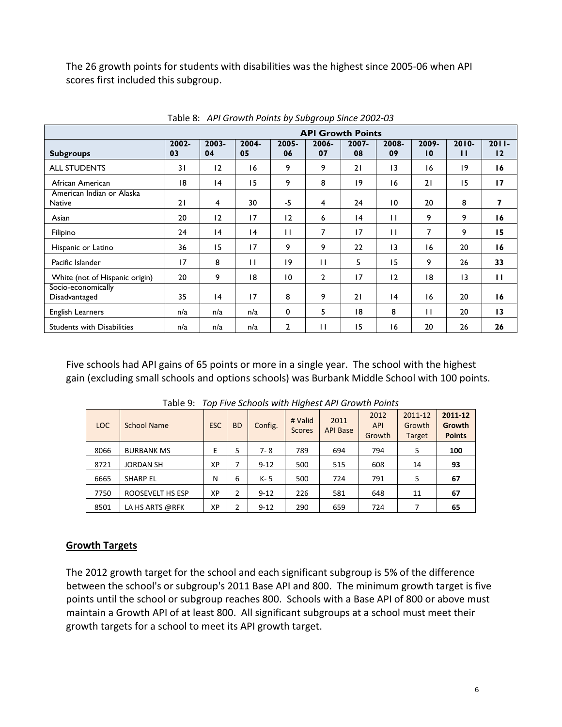The 26 growth points for students with disabilities was the highest since 2005-06 when API scores first included this subgroup.

Table 8: *API Growth Points by Subgroup Since 2002-03*

| | API Growth Points | | | | | | | | | |
|---|---|---|---|---|---|---|---|---|---|---|
| **Subgroups** | **2002-03** | **2003-04** | **2004-05** | **2005-06** | **2006-07** | **2007-08** | **2008-09** | **2009-10** | **2010-11** | **2011-12** |
| ALL STUDENTS | 31 | 12 | 16 | 9 | 9 | 21 | 13 | 16 | 19 | **16** |
| African American | 18 | 14 | 15 | 9 | 8 | 19 | 16 | 21 | 15 | **17** |
| American Indian or Alaska Native | 21 | 4 | 30 | -5 | 4 | 24 | 10 | 20 | 8 | **7** |
| Asian | 20 | 12 | 17 | 12 | 6 | 14 | 11 | 9 | 9 | **16** |
| Filipino | 24 | 14 | 14 | 11 | 7 | 17 | 11 | 7 | 9 | **15** |
| Hispanic or Latino | 36 | 15 | 17 | 9 | 9 | 22 | 13 | 16 | 20 | **16** |
| Pacific Islander | 17 | 8 | 11 | 19 | 11 | 5 | 15 | 9 | 26 | **33** |
| White (not of Hispanic origin) | 20 | 9 | 18 | 10 | 2 | 17 | 12 | 18 | 13 | **11** |
| Socio-economically Disadvantaged | 35 | 14 | 17 | 8 | 9 | 21 | 14 | 16 | 20 | **16** |
| English Learners | n/a | n/a | n/a | 0 | 5 | 18 | 8 | 11 | 20 | **13** |
| Students with Disabilities | n/a | n/a | n/a | 2 | 11 | 15 | 16 | 20 | 26 | **26** |

Five schools had API gains of 65 points or more in a single year. The school with the highest gain (excluding small schools and options schools) was Burbank Middle School with 100 points.

Table 9: *Top Five Schools with Highest API Growth Points*

| LOC | School Name | ESC | BD | Config. | # Valid Scores | 2011 API Base | 2012 API Growth | 2011-12 Growth Target | **2011-12 Growth Points** |
|---|---|---|---|---|---|---|---|---|---|
| 8066 | BURBANK MS | E | 5 | 7- 8 | 789 | 694 | 794 | 5 | **100** |
| 8721 | JORDAN SH | XP | 7 | 9-12 | 500 | 515 | 608 | 14 | **93** |
| 6665 | SHARP EL | N | 6 | K- 5 | 500 | 724 | 791 | 5 | **67** |
| 7750 | ROOSEVELT HS ESP | XP | 2 | 9-12 | 226 | 581 | 648 | 11 | **67** |
| 8501 | LA HS ARTS @RFK | XP | 2 | 9-12 | 290 | 659 | 724 | 7 | **65** |

## **Growth Targets**

The 2012 growth target for the school and each significant subgroup is 5% of the difference between the school's or subgroup's 2011 Base API and 800. The minimum growth target is five points until the school or subgroup reaches 800. Schools with a Base API of 800 or above must maintain a Growth API of at least 800. All significant subgroups at a school must meet their growth targets for a school to meet its API growth target.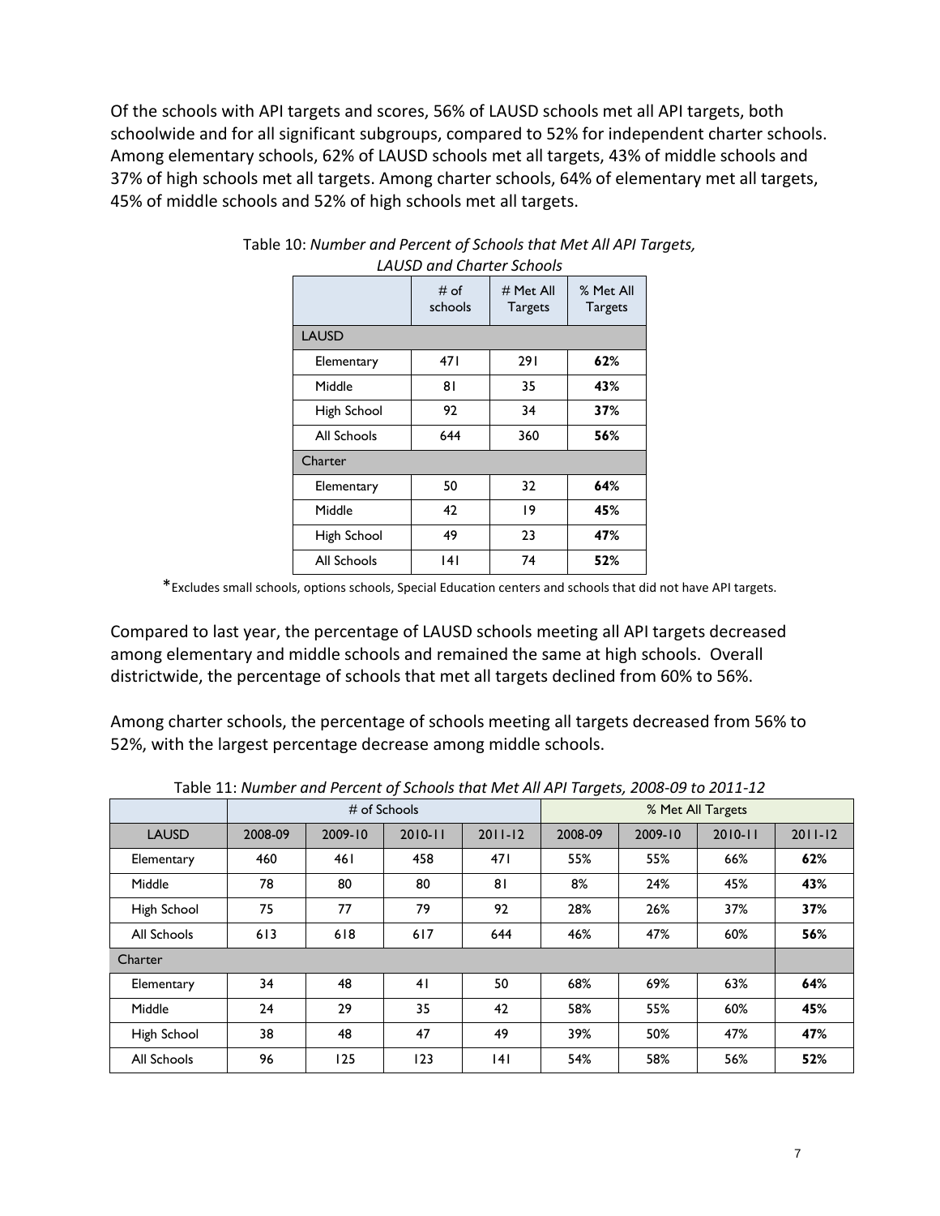Of the schools with API targets and scores, 56% of LAUSD schools met all API targets, both schoolwide and for all significant subgroups, compared to 52% for independent charter schools. Among elementary schools, 62% of LAUSD schools met all targets, 43% of middle schools and 37% of high schools met all targets. Among charter schools, 64% of elementary met all targets, 45% of middle schools and 52% of high schools met all targets.

Table 10: *Number and Percent of Schools that Met All API Targets, LAUSD and Charter Schools*

| | # of schools | # Met All Targets | % Met All Targets |
|---|---|---|---|
| LAUSD | | | |
| Elementary | 471 | 291 | **62%** |
| Middle | 81 | 35 | **43%** |
| High School | 92 | 34 | **37%** |
| All Schools | 644 | 360 | **56%** |
| Charter | | | |
| Elementary | 50 | 32 | **64%** |
| Middle | 42 | 19 | **45%** |
| High School | 49 | 23 | **47%** |
| All Schools | 141 | 74 | **52%** |

*Excludes small schools, options schools, Special Education centers and schools that did not have API targets.

Compared to last year, the percentage of LAUSD schools meeting all API targets decreased among elementary and middle schools and remained the same at high schools. Overall districtwide, the percentage of schools that met all targets declined from 60% to 56%.

Among charter schools, the percentage of schools meeting all targets decreased from 56% to 52%, with the largest percentage decrease among middle schools.

Table 11: *Number and Percent of Schools that Met All API Targets, 2008-09 to 2011-12*

| | # of Schools | | | | % Met All Targets | | | |
|---|---|---|---|---|---|---|---|---|
| LAUSD | 2008-09 | 2009-10 | 2010-11 | 2011-12 | 2008-09 | 2009-10 | 2010-11 | 2011-12 |
| Elementary | 460 | 461 | 458 | 471 | 55% | 55% | 66% | **62%** |
| Middle | 78 | 80 | 80 | 81 | 8% | 24% | 45% | **43%** |
| High School | 75 | 77 | 79 | 92 | 28% | 26% | 37% | **37%** |
| All Schools | 613 | 618 | 617 | 644 | 46% | 47% | 60% | **56%** |
| Charter | | | | | | | | |
| Elementary | 34 | 48 | 41 | 50 | 68% | 69% | 63% | **64%** |
| Middle | 24 | 29 | 35 | 42 | 58% | 55% | 60% | **45%** |
| High School | 38 | 48 | 47 | 49 | 39% | 50% | 47% | **47%** |
| All Schools | 96 | 125 | 123 | 141 | 54% | 58% | 56% | **52%** |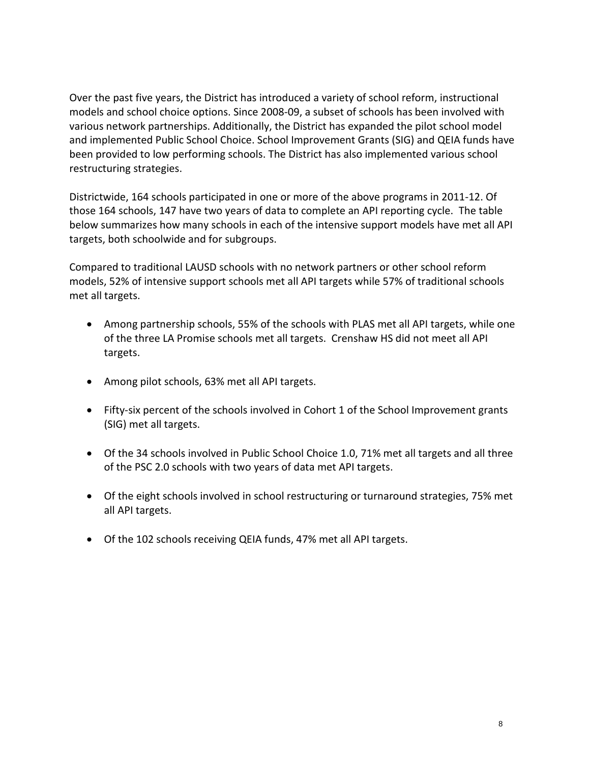Over the past five years, the District has introduced a variety of school reform, instructional models and school choice options. Since 2008-09, a subset of schools has been involved with various network partnerships. Additionally, the District has expanded the pilot school model and implemented Public School Choice. School Improvement Grants (SIG) and QEIA funds have been provided to low performing schools. The District has also implemented various school restructuring strategies.

Districtwide, 164 schools participated in one or more of the above programs in 2011-12. Of those 164 schools, 147 have two years of data to complete an API reporting cycle. The table below summarizes how many schools in each of the intensive support models have met all API targets, both schoolwide and for subgroups.

Compared to traditional LAUSD schools with no network partners or other school reform models, 52% of intensive support schools met all API targets while 57% of traditional schools met all targets.

- Among partnership schools, 55% of the schools with PLAS met all API targets, while one of the three LA Promise schools met all targets. Crenshaw HS did not meet all API targets.

- Among pilot schools, 63% met all API targets.

- Fifty-six percent of the schools involved in Cohort 1 of the School Improvement grants (SIG) met all targets.

- Of the 34 schools involved in Public School Choice 1.0, 71% met all targets and all three of the PSC 2.0 schools with two years of data met API targets.

- Of the eight schools involved in school restructuring or turnaround strategies, 75% met all API targets.

- Of the 102 schools receiving QEIA funds, 47% met all API targets.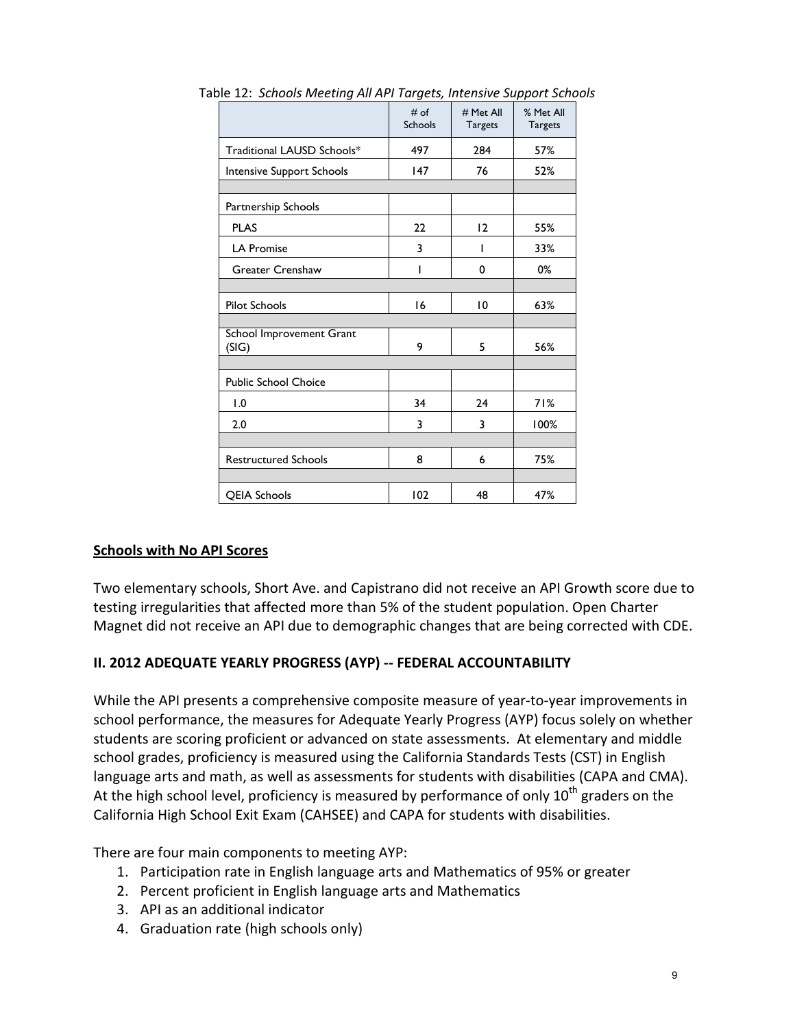Table 12: *Schools Meeting All API Targets, Intensive Support Schools*

| | # of Schools | # Met All Targets | % Met All Targets |
|---|---|---|---|
| Traditional LAUSD Schools* | 497 | 284 | 57% |
| Intensive Support Schools | 147 | 76 | 52% |
| | | | |
| Partnership Schools | | | |
| PLAS | 22 | 12 | 55% |
| LA Promise | 3 | 1 | 33% |
| Greater Crenshaw | 1 | 0 | 0% |
| | | | |
| Pilot Schools | 16 | 10 | 63% |
| | | | |
| School Improvement Grant (SIG) | 9 | 5 | 56% |
| | | | |
| Public School Choice | | | |
| 1.0 | 34 | 24 | 71% |
| 2.0 | 3 | 3 | 100% |
| | | | |
| Restructured Schools | 8 | 6 | 75% |
| | | | |
| QEIA Schools | 102 | 48 | 47% |

**Schools with No API Scores**

Two elementary schools, Short Ave. and Capistrano did not receive an API Growth score due to testing irregularities that affected more than 5% of the student population. Open Charter Magnet did not receive an API due to demographic changes that are being corrected with CDE.

**II. 2012 ADEQUATE YEARLY PROGRESS (AYP) -- FEDERAL ACCOUNTABILITY**

While the API presents a comprehensive composite measure of year-to-year improvements in school performance, the measures for Adequate Yearly Progress (AYP) focus solely on whether students are scoring proficient or advanced on state assessments. At elementary and middle school grades, proficiency is measured using the California Standards Tests (CST) in English language arts and math, as well as assessments for students with disabilities (CAPA and CMA). At the high school level, proficiency is measured by performance of only 10th graders on the California High School Exit Exam (CAHSEE) and CAPA for students with disabilities.

There are four main components to meeting AYP:

1. Participation rate in English language arts and Mathematics of 95% or greater
2. Percent proficient in English language arts and Mathematics
3. API as an additional indicator
4. Graduation rate (high schools only)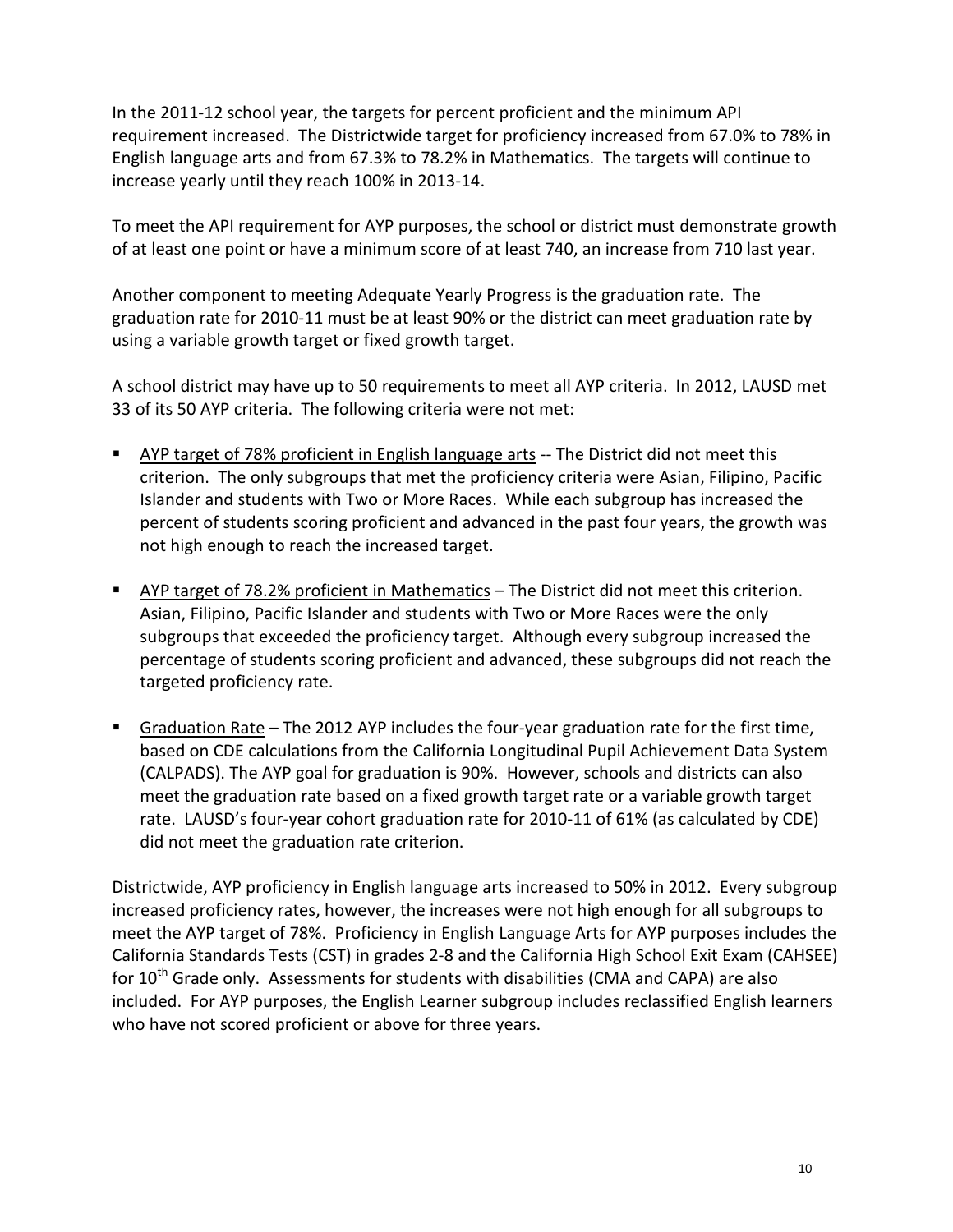In the 2011-12 school year, the targets for percent proficient and the minimum API requirement increased. The Districtwide target for proficiency increased from 67.0% to 78% in English language arts and from 67.3% to 78.2% in Mathematics. The targets will continue to increase yearly until they reach 100% in 2013-14.

To meet the API requirement for AYP purposes, the school or district must demonstrate growth of at least one point or have a minimum score of at least 740, an increase from 710 last year.

Another component to meeting Adequate Yearly Progress is the graduation rate. The graduation rate for 2010-11 must be at least 90% or the district can meet graduation rate by using a variable growth target or fixed growth target.

A school district may have up to 50 requirements to meet all AYP criteria. In 2012, LAUSD met 33 of its 50 AYP criteria. The following criteria were not met:

- <u>AYP target of 78% proficient in English language arts</u> -- The District did not meet this criterion. The only subgroups that met the proficiency criteria were Asian, Filipino, Pacific Islander and students with Two or More Races. While each subgroup has increased the percent of students scoring proficient and advanced in the past four years, the growth was not high enough to reach the increased target.

- <u>AYP target of 78.2% proficient in Mathematics</u> – The District did not meet this criterion. Asian, Filipino, Pacific Islander and students with Two or More Races were the only subgroups that exceeded the proficiency target. Although every subgroup increased the percentage of students scoring proficient and advanced, these subgroups did not reach the targeted proficiency rate.

- <u>Graduation Rate</u> – The 2012 AYP includes the four-year graduation rate for the first time, based on CDE calculations from the California Longitudinal Pupil Achievement Data System (CALPADS). The AYP goal for graduation is 90%. However, schools and districts can also meet the graduation rate based on a fixed growth target rate or a variable growth target rate. LAUSD's four-year cohort graduation rate for 2010-11 of 61% (as calculated by CDE) did not meet the graduation rate criterion.

Districtwide, AYP proficiency in English language arts increased to 50% in 2012. Every subgroup increased proficiency rates, however, the increases were not high enough for all subgroups to meet the AYP target of 78%. Proficiency in English Language Arts for AYP purposes includes the California Standards Tests (CST) in grades 2-8 and the California High School Exit Exam (CAHSEE) for 10th Grade only. Assessments for students with disabilities (CMA and CAPA) are also included. For AYP purposes, the English Learner subgroup includes reclassified English learners who have not scored proficient or above for three years.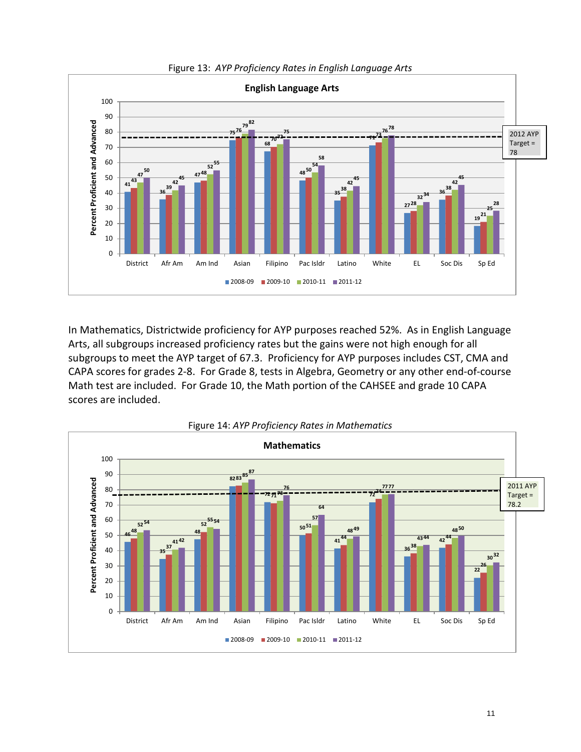Figure 13: *AYP Proficiency Rates in English Language Arts*

**English Language Arts**

Percent Proficient and Advanced

| | 2008-09 | 2009-10 | 2010-11 | 2011-12 |
|---|---|---|---|---|
| District | 41 | 43 | 47 | 50 |
| Afr Am | 36 | 39 | 42 | 45 |
| Am Ind | 47 | 48 | 52 | 55 |
| Asian | 75 | 76 | 79 | 82 |
| Filipino | 68 | 70 | 72 | 75 |
| Pac Isldr | 48 | 50 | 54 | 58 |
| Latino | 35 | 38 | 42 | 45 |
| White | 71 | 73 | 76 | 78 |
| EL | 27 | 28 | 32 | 34 |
| Soc Dis | 36 | 38 | 42 | 45 |
| Sp Ed | 19 | 21 | 25 | 28 |

2012 AYP Target = 78

In Mathematics, Districtwide proficiency for AYP purposes reached 52%. As in English Language Arts, all subgroups increased proficiency rates but the gains were not high enough for all subgroups to meet the AYP target of 67.3. Proficiency for AYP purposes includes CST, CMA and CAPA scores for grades 2-8. For Grade 8, tests in Algebra, Geometry or any other end-of-course Math test are included. For Grade 10, the Math portion of the CAHSEE and grade 10 CAPA scores are included.

Figure 14: *AYP Proficiency Rates in Mathematics*

**Mathematics**

Percent Proficient and Advanced

| | 2008-09 | 2009-10 | 2010-11 | 2011-12 |
|---|---|---|---|---|
| District | 46 | 48 | 52 | 54 |
| Afr Am | 35 | 37 | 41 | 42 |
| Am Ind | 48 | 52 | 55 | 54 |
| Asian | 82 | 83 | 85 | 87 |
| Filipino | 72 | 71 | 73 | 76 |
| Pac Isldr | 50 | 51 | 57 | 64 |
| Latino | 41 | 44 | 48 | 49 |
| White | 72 | 74 | 77 | 77 |
| EL | 36 | 38 | 43 | 44 |
| Soc Dis | 42 | 44 | 48 | 50 |
| Sp Ed | 22 | 26 | 30 | 32 |

2011 AYP Target = 78.2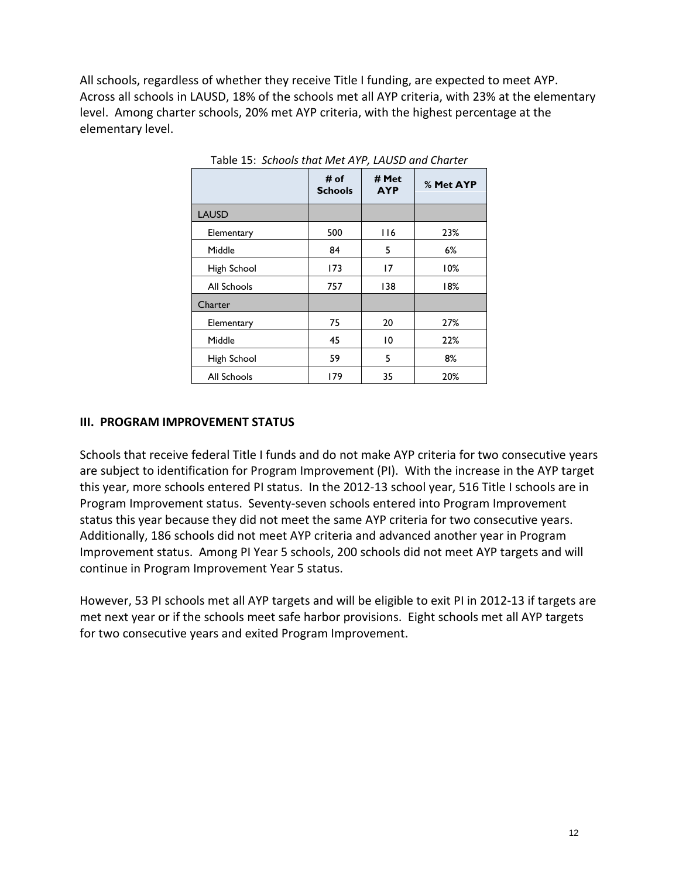All schools, regardless of whether they receive Title I funding, are expected to meet AYP. Across all schools in LAUSD, 18% of the schools met all AYP criteria, with 23% at the elementary level. Among charter schools, 20% met AYP criteria, with the highest percentage at the elementary level.

Table 15: *Schools that Met AYP, LAUSD and Charter*

| | # of Schools | # Met AYP | % Met AYP |
|---|---|---|---|
| LAUSD | | | |
| Elementary | 500 | 116 | 23% |
| Middle | 84 | 5 | 6% |
| High School | 173 | 17 | 10% |
| All Schools | 757 | 138 | 18% |
| Charter | | | |
| Elementary | 75 | 20 | 27% |
| Middle | 45 | 10 | 22% |
| High School | 59 | 5 | 8% |
| All Schools | 179 | 35 | 20% |

**III. PROGRAM IMPROVEMENT STATUS**

Schools that receive federal Title I funds and do not make AYP criteria for two consecutive years are subject to identification for Program Improvement (PI). With the increase in the AYP target this year, more schools entered PI status. In the 2012-13 school year, 516 Title I schools are in Program Improvement status. Seventy-seven schools entered into Program Improvement status this year because they did not meet the same AYP criteria for two consecutive years. Additionally, 186 schools did not meet AYP criteria and advanced another year in Program Improvement status. Among PI Year 5 schools, 200 schools did not meet AYP targets and will continue in Program Improvement Year 5 status.

However, 53 PI schools met all AYP targets and will be eligible to exit PI in 2012-13 if targets are met next year or if the schools meet safe harbor provisions. Eight schools met all AYP targets for two consecutive years and exited Program Improvement.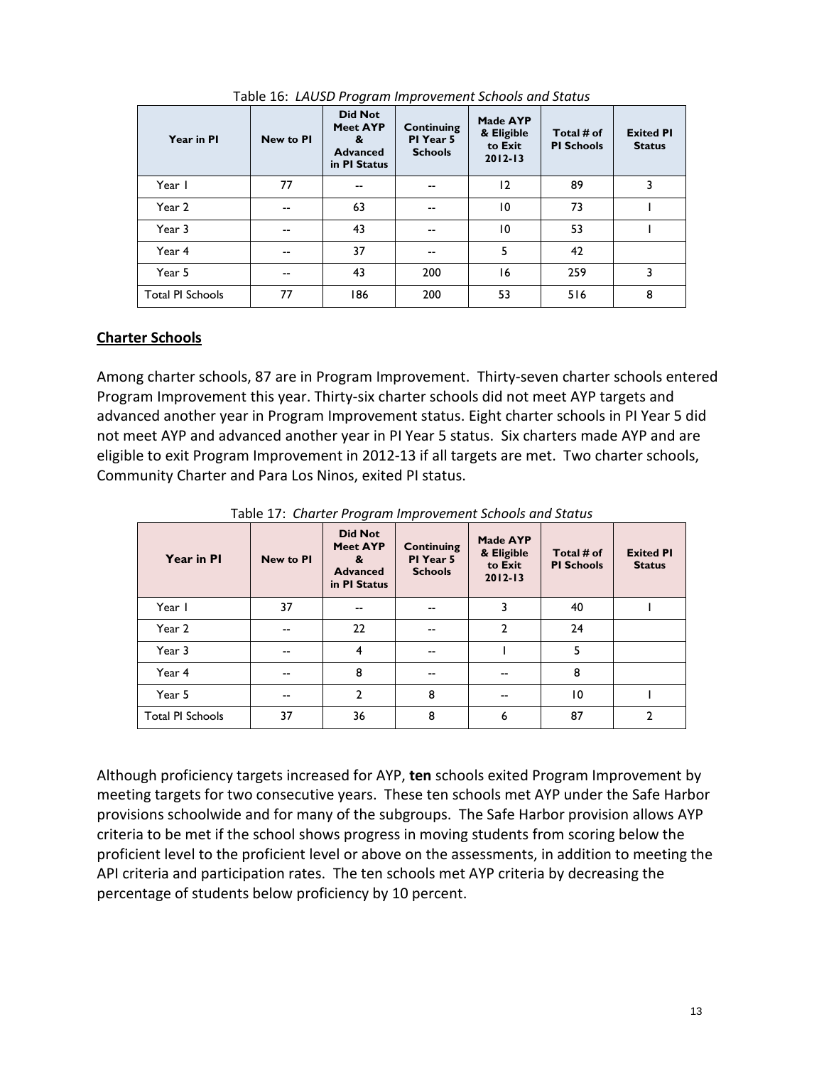Table 16: *LAUSD Program Improvement Schools and Status*

| Year in PI | New to PI | Did Not Meet AYP & Advanced in PI Status | Continuing PI Year 5 Schools | Made AYP & Eligible to Exit 2012-13 | Total # of PI Schools | Exited PI Status |
|---|---|---|---|---|---|---|
| Year 1 | 77 | -- | -- | 12 | 89 | 3 |
| Year 2 | -- | 63 | -- | 10 | 73 | 1 |
| Year 3 | -- | 43 | -- | 10 | 53 | 1 |
| Year 4 | -- | 37 | -- | 5 | 42 | |
| Year 5 | -- | 43 | 200 | 16 | 259 | 3 |
| Total PI Schools | 77 | 186 | 200 | 53 | 516 | 8 |

**Charter Schools**

Among charter schools, 87 are in Program Improvement. Thirty-seven charter schools entered Program Improvement this year. Thirty-six charter schools did not meet AYP targets and advanced another year in Program Improvement status. Eight charter schools in PI Year 5 did not meet AYP and advanced another year in PI Year 5 status. Six charters made AYP and are eligible to exit Program Improvement in 2012-13 if all targets are met. Two charter schools, Community Charter and Para Los Ninos, exited PI status.

Table 17: *Charter Program Improvement Schools and Status*

| Year in PI | New to PI | Did Not Meet AYP & Advanced in PI Status | Continuing PI Year 5 Schools | Made AYP & Eligible to Exit 2012-13 | Total # of PI Schools | Exited PI Status |
|---|---|---|---|---|---|---|
| Year 1 | 37 | -- | -- | 3 | 40 | 1 |
| Year 2 | -- | 22 | -- | 2 | 24 | |
| Year 3 | -- | 4 | -- | 1 | 5 | |
| Year 4 | -- | 8 | -- | -- | 8 | |
| Year 5 | -- | 2 | 8 | -- | 10 | 1 |
| Total PI Schools | 37 | 36 | 8 | 6 | 87 | 2 |

Although proficiency targets increased for AYP, **ten** schools exited Program Improvement by meeting targets for two consecutive years. These ten schools met AYP under the Safe Harbor provisions schoolwide and for many of the subgroups. The Safe Harbor provision allows AYP criteria to be met if the school shows progress in moving students from scoring below the proficient level to the proficient level or above on the assessments, in addition to meeting the API criteria and participation rates. The ten schools met AYP criteria by decreasing the percentage of students below proficiency by 10 percent.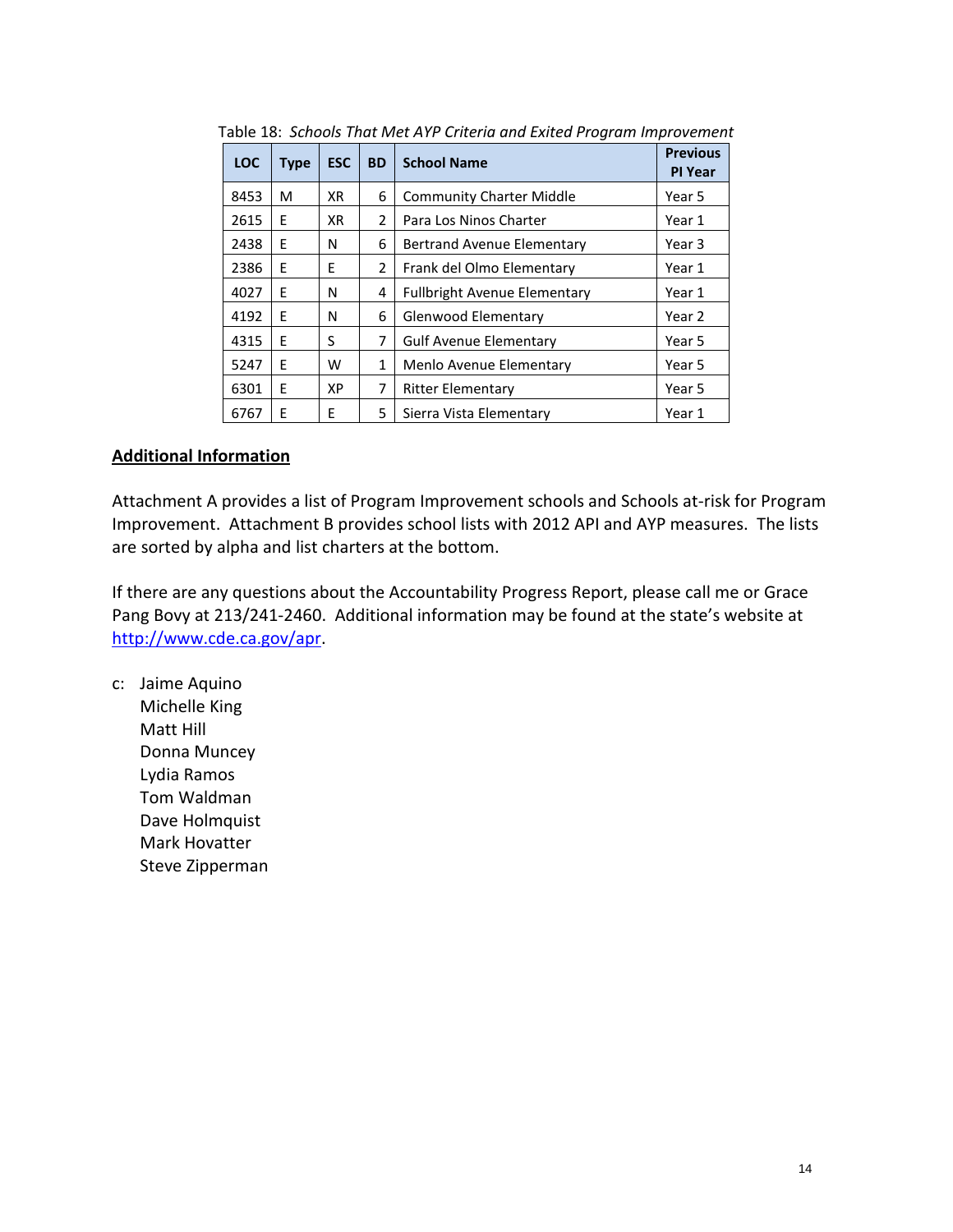Table 18: *Schools That Met AYP Criteria and Exited Program Improvement*

| LOC | Type | ESC | BD | School Name | Previous PI Year |
|---|---|---|---|---|---|
| 8453 | M | XR | 6 | Community Charter Middle | Year 5 |
| 2615 | E | XR | 2 | Para Los Ninos Charter | Year 1 |
| 2438 | E | N | 6 | Bertrand Avenue Elementary | Year 3 |
| 2386 | E | E | 2 | Frank del Olmo Elementary | Year 1 |
| 4027 | E | N | 4 | Fullbright Avenue Elementary | Year 1 |
| 4192 | E | N | 6 | Glenwood Elementary | Year 2 |
| 4315 | E | S | 7 | Gulf Avenue Elementary | Year 5 |
| 5247 | E | W | 1 | Menlo Avenue Elementary | Year 5 |
| 6301 | E | XP | 7 | Ritter Elementary | Year 5 |
| 6767 | E | E | 5 | Sierra Vista Elementary | Year 1 |

**Additional Information**

Attachment A provides a list of Program Improvement schools and Schools at-risk for Program Improvement. Attachment B provides school lists with 2012 API and AYP measures. The lists are sorted by alpha and list charters at the bottom.

If there are any questions about the Accountability Progress Report, please call me or Grace Pang Bovy at 213/241-2460. Additional information may be found at the state's website at http://www.cde.ca.gov/apr.

c: Jaime Aquino
Michelle King
Matt Hill
Donna Muncey
Lydia Ramos
Tom Waldman
Dave Holmquist
Mark Hovatter
Steve Zipperman